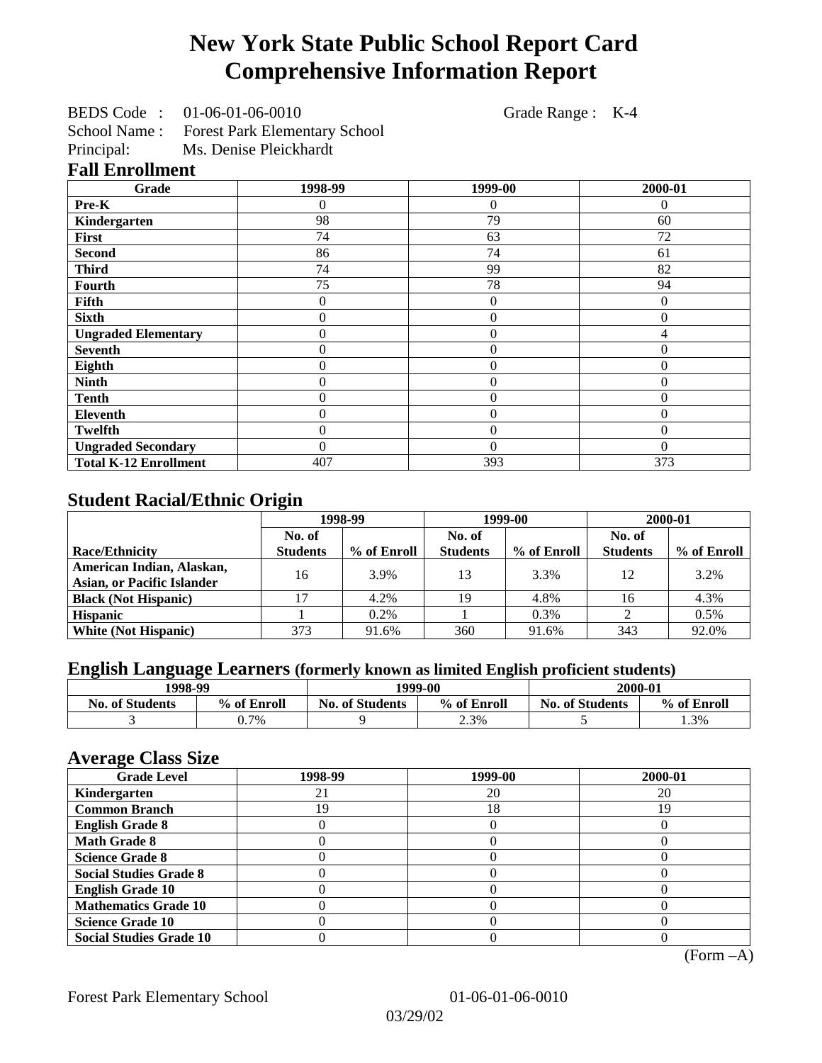# New York State Public School Report Card
# Comprehensive Information Report

BEDS Code : 01-06-01-06-0010 Grade Range : K-4
School Name : Forest Park Elementary School
Principal: Ms. Denise Pleickhardt

## Fall Enrollment

| Grade | 1998-99 | 1999-00 | 2000-01 |
|---|---|---|---|
| Pre-K | 0 | 0 | 0 |
| Kindergarten | 98 | 79 | 60 |
| First | 74 | 63 | 72 |
| Second | 86 | 74 | 61 |
| Third | 74 | 99 | 82 |
| Fourth | 75 | 78 | 94 |
| Fifth | 0 | 0 | 0 |
| Sixth | 0 | 0 | 0 |
| Ungraded Elementary | 0 | 0 | 4 |
| Seventh | 0 | 0 | 0 |
| Eighth | 0 | 0 | 0 |
| Ninth | 0 | 0 | 0 |
| Tenth | 0 | 0 | 0 |
| Eleventh | 0 | 0 | 0 |
| Twelfth | 0 | 0 | 0 |
| Ungraded Secondary | 0 | 0 | 0 |
| Total K-12 Enrollment | 407 | 393 | 373 |

## Student Racial/Ethnic Origin

| | 1998-99 | | 1999-00 | | 2000-01 | |
|---|---|---|---|---|---|---|
| Race/Ethnicity | No. of Students | % of Enroll | No. of Students | % of Enroll | No. of Students | % of Enroll |
| American Indian, Alaskan, Asian, or Pacific Islander | 16 | 3.9% | 13 | 3.3% | 12 | 3.2% |
| Black (Not Hispanic) | 17 | 4.2% | 19 | 4.8% | 16 | 4.3% |
| Hispanic | 1 | 0.2% | 1 | 0.3% | 2 | 0.5% |
| White (Not Hispanic) | 373 | 91.6% | 360 | 91.6% | 343 | 92.0% |

## English Language Learners (formerly known as limited English proficient students)

| 1998-99 | | 1999-00 | | 2000-01 | |
|---|---|---|---|---|---|
| No. of Students | % of Enroll | No. of Students | % of Enroll | No. of Students | % of Enroll |
| 3 | 0.7% | 9 | 2.3% | 5 | 1.3% |

## Average Class Size

| Grade Level | 1998-99 | 1999-00 | 2000-01 |
|---|---|---|---|
| Kindergarten | 21 | 20 | 20 |
| Common Branch | 19 | 18 | 19 |
| English Grade 8 | 0 | 0 | 0 |
| Math Grade 8 | 0 | 0 | 0 |
| Science Grade 8 | 0 | 0 | 0 |
| Social Studies Grade 8 | 0 | 0 | 0 |
| English Grade 10 | 0 | 0 | 0 |
| Mathematics Grade 10 | 0 | 0 | 0 |
| Science Grade 10 | 0 | 0 | 0 |
| Social Studies Grade 10 | 0 | 0 | 0 |

(Form –A)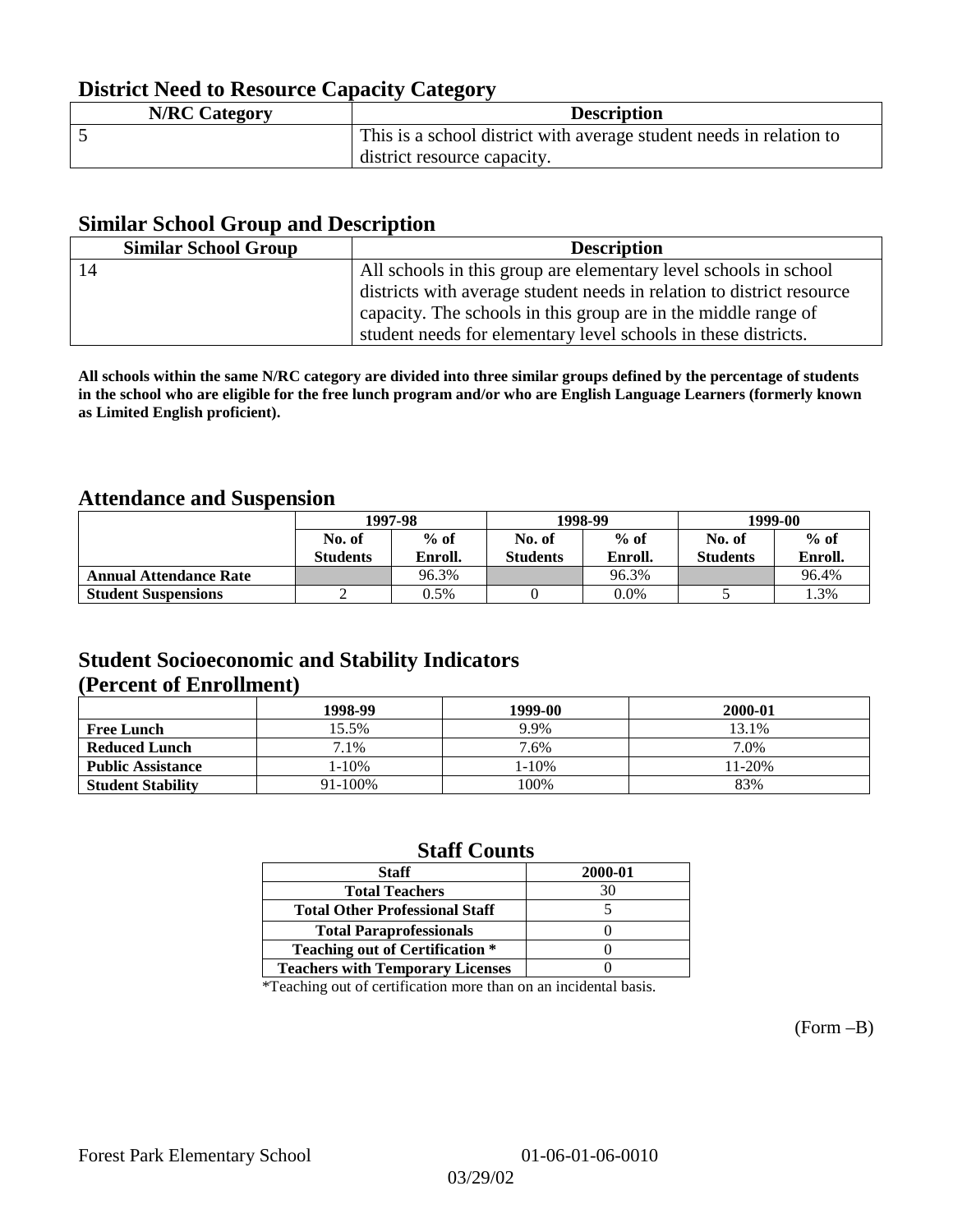## District Need to Resource Capacity Category

| N/RC Category | Description |
|---|---|
| 5 | This is a school district with average student needs in relation to district resource capacity. |

## Similar School Group and Description

| Similar School Group | Description |
|---|---|
| 14 | All schools in this group are elementary level schools in school districts with average student needs in relation to district resource capacity. The schools in this group are in the middle range of student needs for elementary level schools in these districts. |

**All schools within the same N/RC category are divided into three similar groups defined by the percentage of students in the school who are eligible for the free lunch program and/or who are English Language Learners (formerly known as Limited English proficient).**

## Attendance and Suspension

| | 1997-98 | | 1998-99 | | 1999-00 | |
|---|---|---|---|---|---|---|
| | No. of Students | % of Enroll. | No. of Students | % of Enroll. | No. of Students | % of Enroll. |
| **Annual Attendance Rate** | | 96.3% | | 96.3% | | 96.4% |
| **Student Suspensions** | 2 | 0.5% | 0 | 0.0% | 5 | 1.3% |

## Student Socioeconomic and Stability Indicators (Percent of Enrollment)

| | 1998-99 | 1999-00 | 2000-01 |
|---|---|---|---|
| **Free Lunch** | 15.5% | 9.9% | 13.1% |
| **Reduced Lunch** | 7.1% | 7.6% | 7.0% |
| **Public Assistance** | 1-10% | 1-10% | 11-20% |
| **Student Stability** | 91-100% | 100% | 83% |

## Staff Counts

| Staff | 2000-01 |
|---|---|
| Total Teachers | 30 |
| Total Other Professional Staff | 5 |
| Total Paraprofessionals | 0 |
| Teaching out of Certification * | 0 |
| Teachers with Temporary Licenses | 0 |

*Teaching out of certification more than on an incidental basis.

(Form –B)

Forest Park Elementary School 01-06-01-06-0010

03/29/02